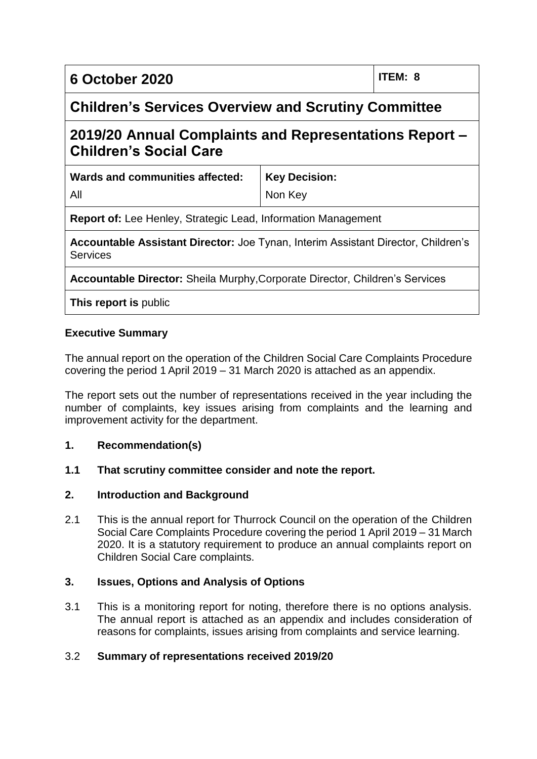| 6 October 2020 | | ITEM: 8 |
|---|---|---|
| **Children's Services Overview and Scrutiny Committee** | | |
| **2019/20 Annual Complaints and Representations Report – Children's Social Care** | | |
| **Wards and communities affected:** All | **Key Decision:** Non Key | |
| **Report of:** Lee Henley, Strategic Lead, Information Management | | |
| **Accountable Assistant Director:** Joe Tynan, Interim Assistant Director, Children's Services | | |
| **Accountable Director:** Sheila Murphy,Corporate Director, Children's Services | | |
| **This report is** public | | |

**Executive Summary**

The annual report on the operation of the Children Social Care Complaints Procedure covering the period 1 April 2019 – 31 March 2020 is attached as an appendix.

The report sets out the number of representations received in the year including the number of complaints, key issues arising from complaints and the learning and improvement activity for the department.

**1. Recommendation(s)**

**1.1 That scrutiny committee consider and note the report.**

**2. Introduction and Background**

2.1 This is the annual report for Thurrock Council on the operation of the Children Social Care Complaints Procedure covering the period 1 April 2019 – 31 March 2020. It is a statutory requirement to produce an annual complaints report on Children Social Care complaints.

**3. Issues, Options and Analysis of Options**

3.1 This is a monitoring report for noting, therefore there is no options analysis. The annual report is attached as an appendix and includes consideration of reasons for complaints, issues arising from complaints and service learning.

3.2 **Summary of representations received 2019/20**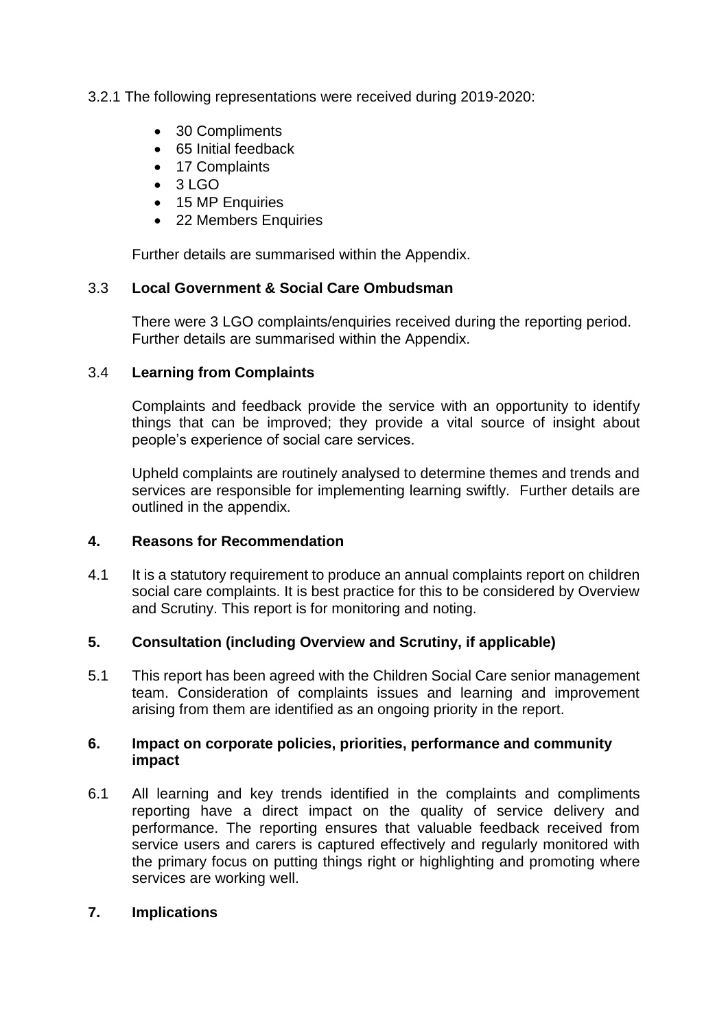3.2.1 The following representations were received during 2019-2020:

- 30 Compliments
- 65 Initial feedback
- 17 Complaints
- 3 LGO
- 15 MP Enquiries
- 22 Members Enquiries

Further details are summarised within the Appendix.

3.3 **Local Government & Social Care Ombudsman**

There were 3 LGO complaints/enquiries received during the reporting period. Further details are summarised within the Appendix.

3.4 **Learning from Complaints**

Complaints and feedback provide the service with an opportunity to identify things that can be improved; they provide a vital source of insight about people's experience of social care services.

Upheld complaints are routinely analysed to determine themes and trends and services are responsible for implementing learning swiftly. Further details are outlined in the appendix.

## 4. Reasons for Recommendation

4.1 It is a statutory requirement to produce an annual complaints report on children social care complaints. It is best practice for this to be considered by Overview and Scrutiny. This report is for monitoring and noting.

## 5. Consultation (including Overview and Scrutiny, if applicable)

5.1 This report has been agreed with the Children Social Care senior management team. Consideration of complaints issues and learning and improvement arising from them are identified as an ongoing priority in the report.

## 6. Impact on corporate policies, priorities, performance and community impact

6.1 All learning and key trends identified in the complaints and compliments reporting have a direct impact on the quality of service delivery and performance. The reporting ensures that valuable feedback received from service users and carers is captured effectively and regularly monitored with the primary focus on putting things right or highlighting and promoting where services are working well.

## 7. Implications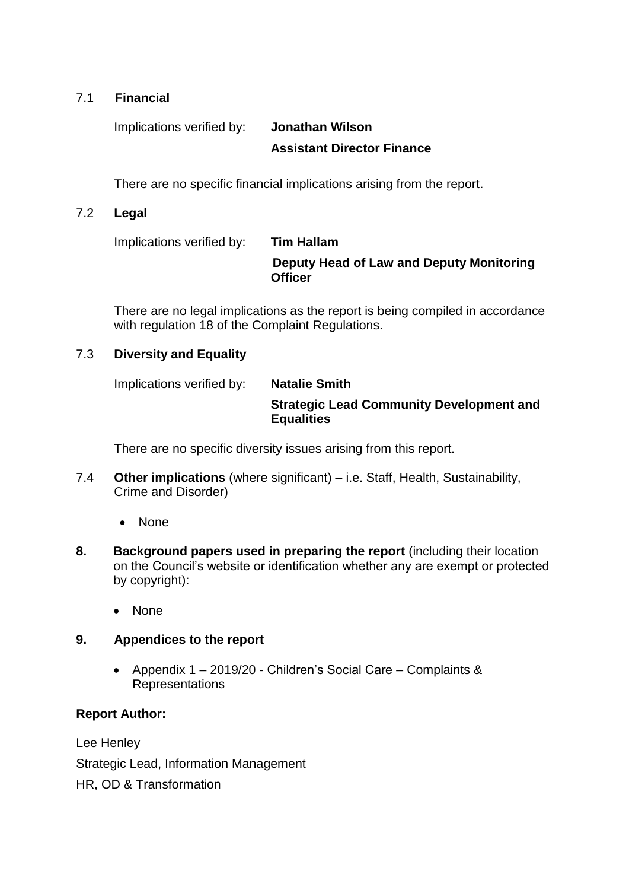### 7.1 Financial

Implications verified by: **Jonathan Wilson**
**Assistant Director Finance**

There are no specific financial implications arising from the report.

### 7.2 Legal

Implications verified by: **Tim Hallam**
**Deputy Head of Law and Deputy Monitoring Officer**

There are no legal implications as the report is being compiled in accordance with regulation 18 of the Complaint Regulations.

### 7.3 Diversity and Equality

Implications verified by: **Natalie Smith**
**Strategic Lead Community Development and Equalities**

There are no specific diversity issues arising from this report.

### 7.4 **Other implications** (where significant) – i.e. Staff, Health, Sustainability, Crime and Disorder)

- None

## 8. **Background papers used in preparing the report** (including their location on the Council's website or identification whether any are exempt or protected by copyright):

- None

## 9. Appendices to the report

- Appendix 1 – 2019/20 - Children's Social Care – Complaints & Representations

**Report Author:**

Lee Henley

Strategic Lead, Information Management

HR, OD & Transformation